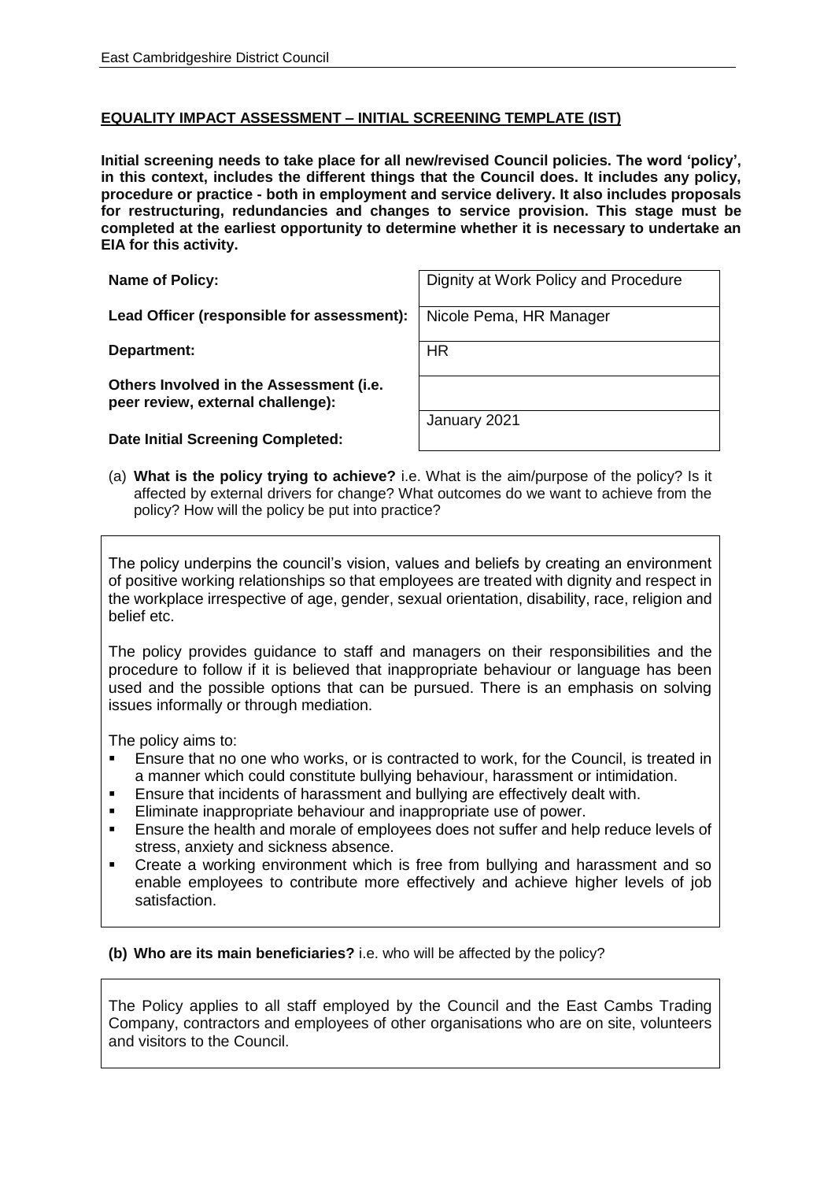## EQUALITY IMPACT ASSESSMENT – INITIAL SCREENING TEMPLATE (IST)

**Initial screening needs to take place for all new/revised Council policies. The word 'policy', in this context, includes the different things that the Council does. It includes any policy, procedure or practice - both in employment and service delivery. It also includes proposals for restructuring, redundancies and changes to service provision. This stage must be completed at the earliest opportunity to determine whether it is necessary to undertake an EIA for this activity.**

| | |
|---|---|
| **Name of Policy:** | Dignity at Work Policy and Procedure |
| **Lead Officer (responsible for assessment):** | Nicole Pema, HR Manager |
| **Department:** | HR |
| **Others Involved in the Assessment (i.e. peer review, external challenge):** | |
| **Date Initial Screening Completed:** | January 2021 |

(a) **What is the policy trying to achieve?** i.e. What is the aim/purpose of the policy? Is it affected by external drivers for change? What outcomes do we want to achieve from the policy? How will the policy be put into practice?

The policy underpins the council's vision, values and beliefs by creating an environment of positive working relationships so that employees are treated with dignity and respect in the workplace irrespective of age, gender, sexual orientation, disability, race, religion and belief etc.

The policy provides guidance to staff and managers on their responsibilities and the procedure to follow if it is believed that inappropriate behaviour or language has been used and the possible options that can be pursued. There is an emphasis on solving issues informally or through mediation.

The policy aims to:

- Ensure that no one who works, or is contracted to work, for the Council, is treated in a manner which could constitute bullying behaviour, harassment or intimidation.
- Ensure that incidents of harassment and bullying are effectively dealt with.
- Eliminate inappropriate behaviour and inappropriate use of power.
- Ensure the health and morale of employees does not suffer and help reduce levels of stress, anxiety and sickness absence.
- Create a working environment which is free from bullying and harassment and so enable employees to contribute more effectively and achieve higher levels of job satisfaction.

**(b) Who are its main beneficiaries?** i.e. who will be affected by the policy?

The Policy applies to all staff employed by the Council and the East Cambs Trading Company, contractors and employees of other organisations who are on site, volunteers and visitors to the Council.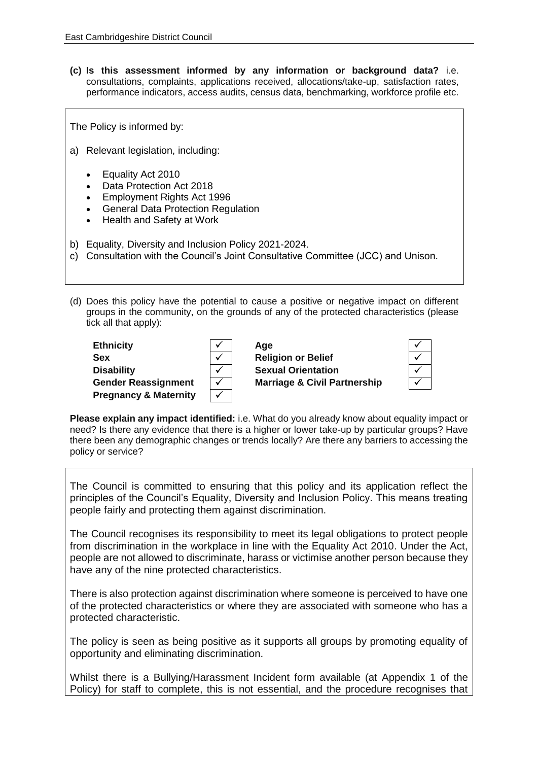**(c) Is this assessment informed by any information or background data?** i.e. consultations, complaints, applications received, allocations/take-up, satisfaction rates, performance indicators, access audits, census data, benchmarking, workforce profile etc.

The Policy is informed by:

a) Relevant legislation, including:

- Equality Act 2010
- Data Protection Act 2018
- Employment Rights Act 1996
- General Data Protection Regulation
- Health and Safety at Work

b) Equality, Diversity and Inclusion Policy 2021-2024.
c) Consultation with the Council's Joint Consultative Committee (JCC) and Unison.

(d) Does this policy have the potential to cause a positive or negative impact on different groups in the community, on the grounds of any of the protected characteristics (please tick all that apply):

| | | | |
|---|---|---|---|
| **Ethnicity** | ✓ | **Age** | ✓ |
| **Sex** | ✓ | **Religion or Belief** | ✓ |
| **Disability** | ✓ | **Sexual Orientation** | ✓ |
| **Gender Reassignment** | ✓ | **Marriage & Civil Partnership** | ✓ |
| **Pregnancy & Maternity** | ✓ | | |

**Please explain any impact identified:** i.e. What do you already know about equality impact or need? Is there any evidence that there is a higher or lower take-up by particular groups? Have there been any demographic changes or trends locally? Are there any barriers to accessing the policy or service?

The Council is committed to ensuring that this policy and its application reflect the principles of the Council's Equality, Diversity and Inclusion Policy. This means treating people fairly and protecting them against discrimination.

The Council recognises its responsibility to meet its legal obligations to protect people from discrimination in the workplace in line with the Equality Act 2010. Under the Act, people are not allowed to discriminate, harass or victimise another person because they have any of the nine protected characteristics.

There is also protection against discrimination where someone is perceived to have one of the protected characteristics or where they are associated with someone who has a protected characteristic.

The policy is seen as being positive as it supports all groups by promoting equality of opportunity and eliminating discrimination.

Whilst there is a Bullying/Harassment Incident form available (at Appendix 1 of the Policy) for staff to complete, this is not essential, and the procedure recognises that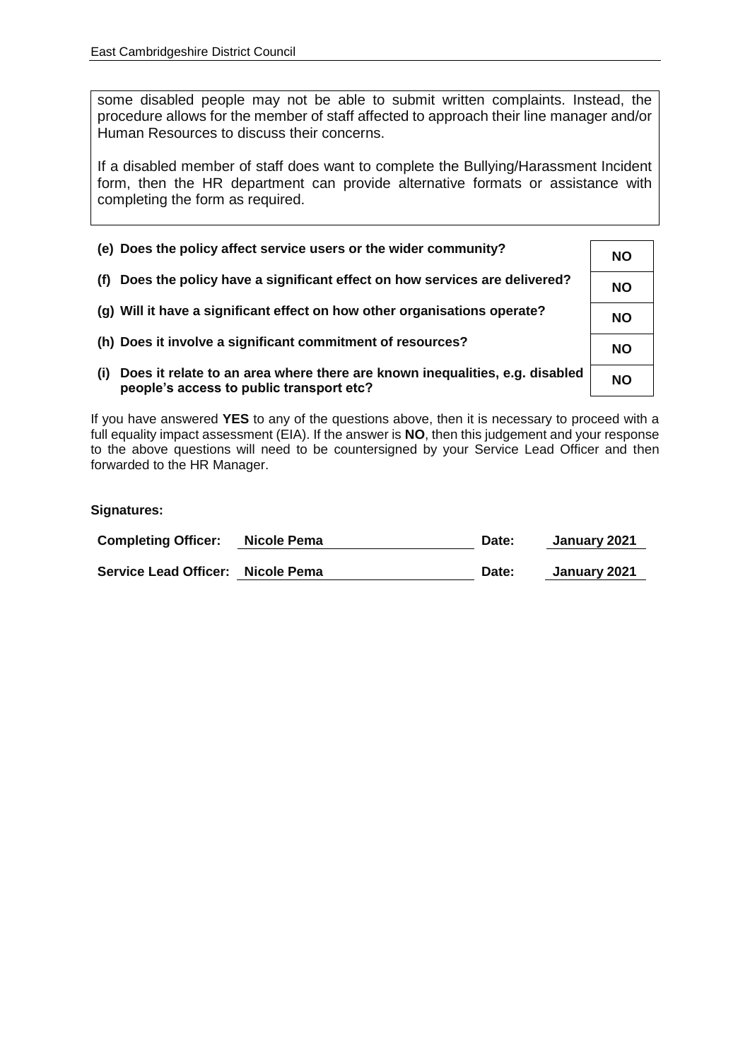some disabled people may not be able to submit written complaints. Instead, the procedure allows for the member of staff affected to approach their line manager and/or Human Resources to discuss their concerns.

If a disabled member of staff does want to complete the Bullying/Harassment Incident form, then the HR department can provide alternative formats or assistance with completing the form as required.

| | |
|---|---|
| **(e) Does the policy affect service users or the wider community?** | **NO** |
| **(f) Does the policy have a significant effect on how services are delivered?** | **NO** |
| **(g) Will it have a significant effect on how other organisations operate?** | **NO** |
| **(h) Does it involve a significant commitment of resources?** | **NO** |
| **(i) Does it relate to an area where there are known inequalities, e.g. disabled people's access to public transport etc?** | **NO** |

If you have answered **YES** to any of the questions above, then it is necessary to proceed with a full equality impact assessment (EIA). If the answer is **NO**, then this judgement and your response to the above questions will need to be countersigned by your Service Lead Officer and then forwarded to the HR Manager.

**Signatures:**

| | | | |
|---|---|---|---|
| **Completing Officer:** | **Nicole Pema** | **Date:** | **January 2021** |
| **Service Lead Officer:** | **Nicole Pema** | **Date:** | **January 2021** |